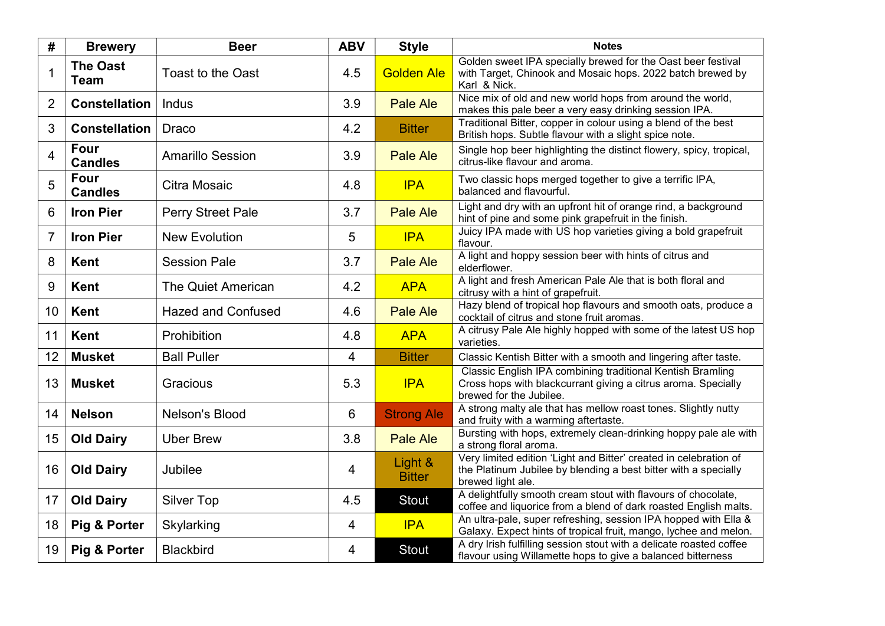| # | Brewery | Beer | ABV | Style | Notes |
|---|---|---|---|---|---|
| 1 | **The Oast Team** | Toast to the Oast | 4.5 | Golden Ale | Golden sweet IPA specially brewed for the Oast beer festival with Target, Chinook and Mosaic hops. 2022 batch brewed by Karl & Nick. |
| 2 | **Constellation** | Indus | 3.9 | Pale Ale | Nice mix of old and new world hops from around the world, makes this pale beer a very easy drinking session IPA. |
| 3 | **Constellation** | Draco | 4.2 | Bitter | Traditional Bitter, copper in colour using a blend of the best British hops. Subtle flavour with a slight spice note. |
| 4 | **Four Candles** | Amarillo Session | 3.9 | Pale Ale | Single hop beer highlighting the distinct flowery, spicy, tropical, citrus-like flavour and aroma. |
| 5 | **Four Candles** | Citra Mosaic | 4.8 | IPA | Two classic hops merged together to give a terrific IPA, balanced and flavourful. |
| 6 | **Iron Pier** | Perry Street Pale | 3.7 | Pale Ale | Light and dry with an upfront hit of orange rind, a background hint of pine and some pink grapefruit in the finish. |
| 7 | **Iron Pier** | New Evolution | 5 | IPA | Juicy IPA made with US hop varieties giving a bold grapefruit flavour. |
| 8 | **Kent** | Session Pale | 3.7 | Pale Ale | A light and hoppy session beer with hints of citrus and elderflower. |
| 9 | **Kent** | The Quiet American | 4.2 | APA | A light and fresh American Pale Ale that is both floral and citrusy with a hint of grapefruit. |
| 10 | **Kent** | Hazed and Confused | 4.6 | Pale Ale | Hazy blend of tropical hop flavours and smooth oats, produce a cocktail of citrus and stone fruit aromas. |
| 11 | **Kent** | Prohibition | 4.8 | APA | A citrusy Pale Ale highly hopped with some of the latest US hop varieties. |
| 12 | **Musket** | Ball Puller | 4 | Bitter | Classic Kentish Bitter with a smooth and lingering after taste. |
| 13 | **Musket** | Gracious | 5.3 | IPA | Classic English IPA combining traditional Kentish Bramling Cross hops with blackcurrant giving a citrus aroma. Specially brewed for the Jubilee. |
| 14 | **Nelson** | Nelson's Blood | 6 | Strong Ale | A strong malty ale that has mellow roast tones. Slightly nutty and fruity with a warming aftertaste. |
| 15 | **Old Dairy** | Uber Brew | 3.8 | Pale Ale | Bursting with hops, extremely clean-drinking hoppy pale ale with a strong floral aroma. |
| 16 | **Old Dairy** | Jubilee | 4 | Light & Bitter | Very limited edition 'Light and Bitter' created in celebration of the Platinum Jubilee by blending a best bitter with a specially brewed light ale. |
| 17 | **Old Dairy** | Silver Top | 4.5 | Stout | A delightfully smooth cream stout with flavours of chocolate, coffee and liquorice from a blend of dark roasted English malts. |
| 18 | **Pig & Porter** | Skylarking | 4 | IPA | An ultra-pale, super refreshing, session IPA hopped with Ella & Galaxy. Expect hints of tropical fruit, mango, lychee and melon. |
| 19 | **Pig & Porter** | Blackbird | 4 | Stout | A dry Irish fulfilling session stout with a delicate roasted coffee flavour using Willamette hops to give a balanced bitterness |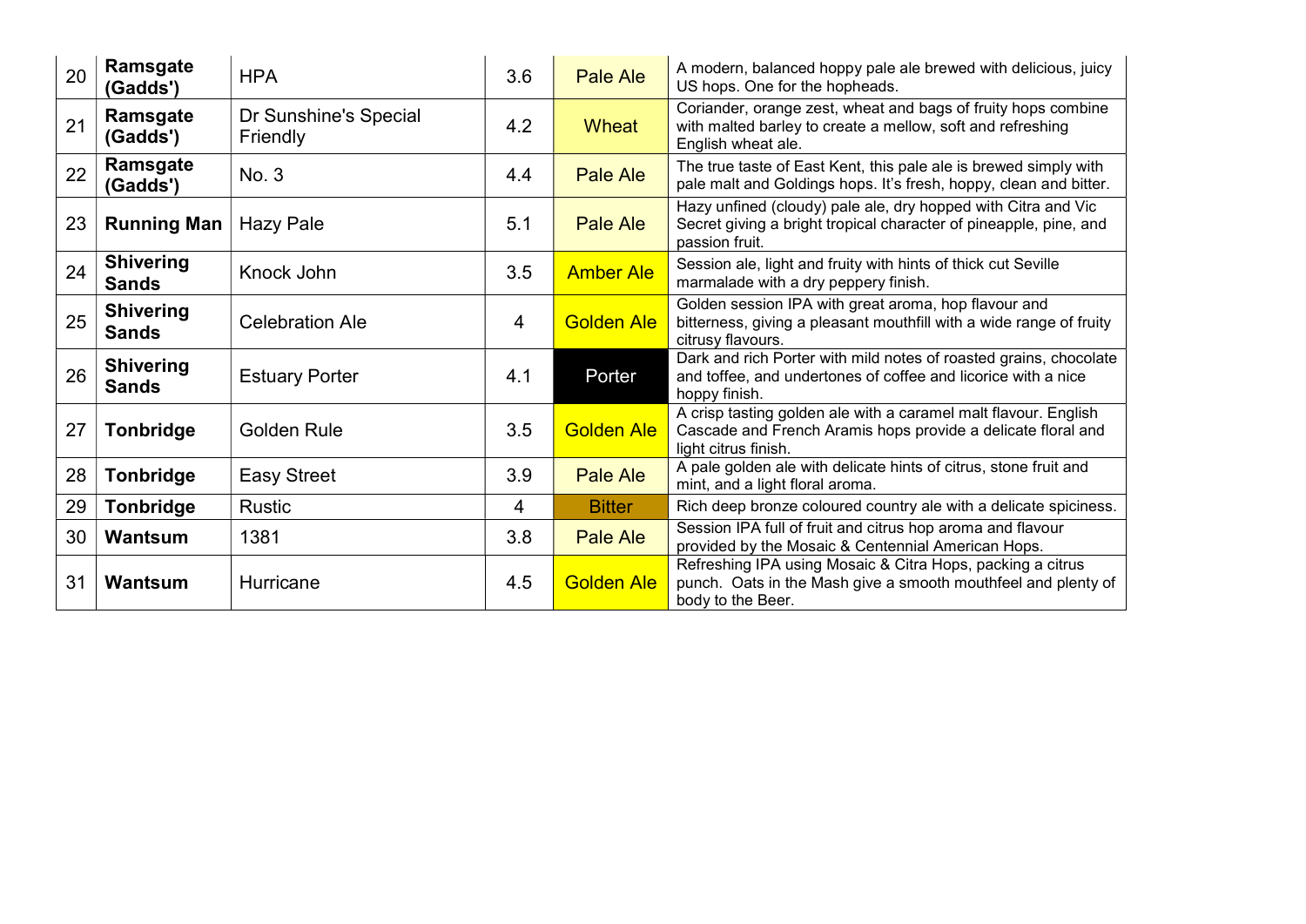| | | | | | |
|---|---|---|---|---|---|
| 20 | **Ramsgate (Gadds')** | HPA | 3.6 | Pale Ale | A modern, balanced hoppy pale ale brewed with delicious, juicy US hops. One for the hopheads. |
| 21 | **Ramsgate (Gadds')** | Dr Sunshine's Special Friendly | 4.2 | Wheat | Coriander, orange zest, wheat and bags of fruity hops combine with malted barley to create a mellow, soft and refreshing English wheat ale. |
| 22 | **Ramsgate (Gadds')** | No. 3 | 4.4 | Pale Ale | The true taste of East Kent, this pale ale is brewed simply with pale malt and Goldings hops. It's fresh, hoppy, clean and bitter. |
| 23 | **Running Man** | Hazy Pale | 5.1 | Pale Ale | Hazy unfined (cloudy) pale ale, dry hopped with Citra and Vic Secret giving a bright tropical character of pineapple, pine, and passion fruit. |
| 24 | **Shivering Sands** | Knock John | 3.5 | Amber Ale | Session ale, light and fruity with hints of thick cut Seville marmalade with a dry peppery finish. |
| 25 | **Shivering Sands** | Celebration Ale | 4 | Golden Ale | Golden session IPA with great aroma, hop flavour and bitterness, giving a pleasant mouthfill with a wide range of fruity citrusy flavours. |
| 26 | **Shivering Sands** | Estuary Porter | 4.1 | Porter | Dark and rich Porter with mild notes of roasted grains, chocolate and toffee, and undertones of coffee and licorice with a nice hoppy finish. |
| 27 | **Tonbridge** | Golden Rule | 3.5 | Golden Ale | A crisp tasting golden ale with a caramel malt flavour. English Cascade and French Aramis hops provide a delicate floral and light citrus finish. |
| 28 | **Tonbridge** | Easy Street | 3.9 | Pale Ale | A pale golden ale with delicate hints of citrus, stone fruit and mint, and a light floral aroma. |
| 29 | **Tonbridge** | Rustic | 4 | Bitter | Rich deep bronze coloured country ale with a delicate spiciness. |
| 30 | **Wantsum** | 1381 | 3.8 | Pale Ale | Session IPA full of fruit and citrus hop aroma and flavour provided by the Mosaic & Centennial American Hops. |
| 31 | **Wantsum** | Hurricane | 4.5 | Golden Ale | Refreshing IPA using Mosaic & Citra Hops, packing a citrus punch. Oats in the Mash give a smooth mouthfeel and plenty of body to the Beer. |